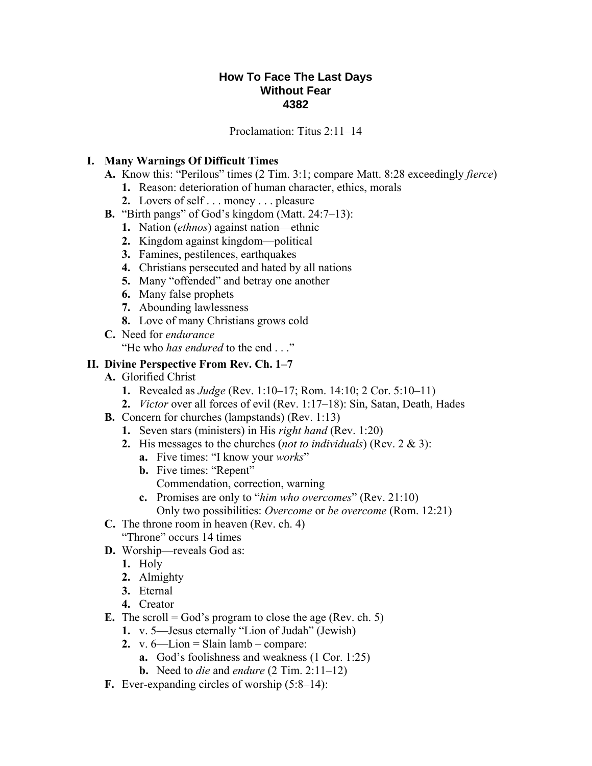# How To Face The Last Days Without Fear 4382

Proclamation: Titus 2:11–14

## I. Many Warnings Of Difficult Times

- **A.** Know this: “Perilous” times (2 Tim. 3:1; compare Matt. 8:28 exceedingly *fierce*)
  - **1.** Reason: deterioration of human character, ethics, morals
  - **2.** Lovers of self . . . money . . . pleasure
- **B.** “Birth pangs” of God’s kingdom (Matt. 24:7–13):
  - **1.** Nation (*ethnos*) against nation—ethnic
  - **2.** Kingdom against kingdom—political
  - **3.** Famines, pestilences, earthquakes
  - **4.** Christians persecuted and hated by all nations
  - **5.** Many “offended” and betray one another
  - **6.** Many false prophets
  - **7.** Abounding lawlessness
  - **8.** Love of many Christians grows cold
- **C.** Need for *endurance*
  “He who *has endured* to the end . . .”

## II. Divine Perspective From Rev. Ch. 1–7

- **A.** Glorified Christ
  - **1.** Revealed as *Judge* (Rev. 1:10–17; Rom. 14:10; 2 Cor. 5:10–11)
  - **2.** *Victor* over all forces of evil (Rev. 1:17–18): Sin, Satan, Death, Hades
- **B.** Concern for churches (lampstands) (Rev. 1:13)
  - **1.** Seven stars (ministers) in His *right hand* (Rev. 1:20)
  - **2.** His messages to the churches (*not to individuals*) (Rev. 2 & 3):
    - **a.** Five times: “I know your *works*”
    - **b.** Five times: “Repent”
      Commendation, correction, warning
    - **c.** Promises are only to “*him who overcomes*” (Rev. 21:10)
      Only two possibilities: *Overcome* or *be overcome* (Rom. 12:21)
- **C.** The throne room in heaven (Rev. ch. 4)
  “Throne” occurs 14 times
- **D.** Worship—reveals God as:
  - **1.** Holy
  - **2.** Almighty
  - **3.** Eternal
  - **4.** Creator
- **E.** The scroll = God’s program to close the age (Rev. ch. 5)
  - **1.** v. 5—Jesus eternally “Lion of Judah” (Jewish)
  - **2.** v. 6—Lion = Slain lamb – compare:
    - **a.** God’s foolishness and weakness (1 Cor. 1:25)
    - **b.** Need to *die* and *endure* (2 Tim. 2:11–12)
- **F.** Ever-expanding circles of worship (5:8–14):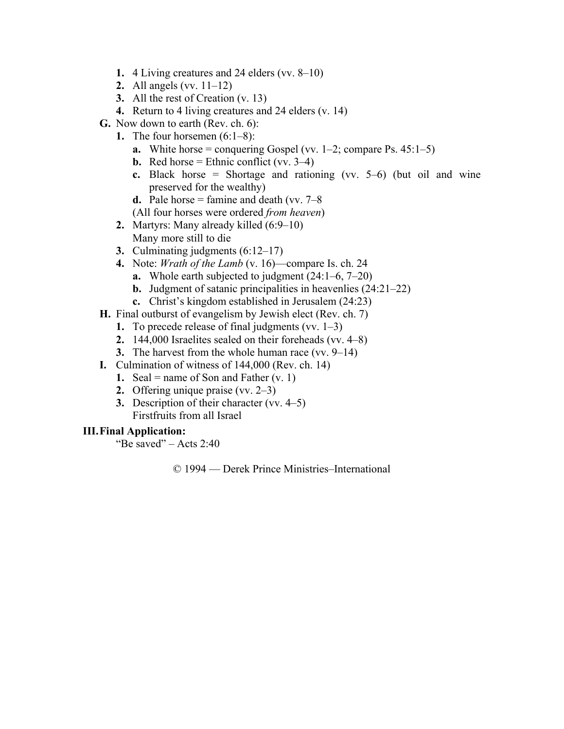1. 4 Living creatures and 24 elders (vv. 8–10)
2. All angels (vv. 11–12)
3. All the rest of Creation (v. 13)
4. Return to 4 living creatures and 24 elders (v. 14)

**G.** Now down to earth (Rev. ch. 6):

1. The four horsemen (6:1–8):
   - **a.** White horse = conquering Gospel (vv. 1–2; compare Ps. 45:1–5)
   - **b.** Red horse = Ethnic conflict (vv. 3–4)
   - **c.** Black horse = Shortage and rationing (vv. 5–6) (but oil and wine preserved for the wealthy)
   - **d.** Pale horse = famine and death (vv. 7–8

   (All four horses were ordered *from heaven*)
2. Martyrs: Many already killed (6:9–10)
   Many more still to die
3. Culminating judgments (6:12–17)
4. Note: *Wrath of the Lamb* (v. 16)—compare Is. ch. 24
   - **a.** Whole earth subjected to judgment (24:1–6, 7–20)
   - **b.** Judgment of satanic principalities in heavenlies (24:21–22)
   - **c.** Christ's kingdom established in Jerusalem (24:23)

**H.** Final outburst of evangelism by Jewish elect (Rev. ch. 7)

1. To precede release of final judgments (vv. 1–3)
2. 144,000 Israelites sealed on their foreheads (vv. 4–8)
3. The harvest from the whole human race (vv. 9–14)

**I.** Culmination of witness of 144,000 (Rev. ch. 14)

1. Seal = name of Son and Father (v. 1)
2. Offering unique praise (vv. 2–3)
3. Description of their character (vv. 4–5)
   Firstfruits from all Israel

**III. Final Application:**

"Be saved" – Acts 2:40

© 1994 — Derek Prince Ministries–International